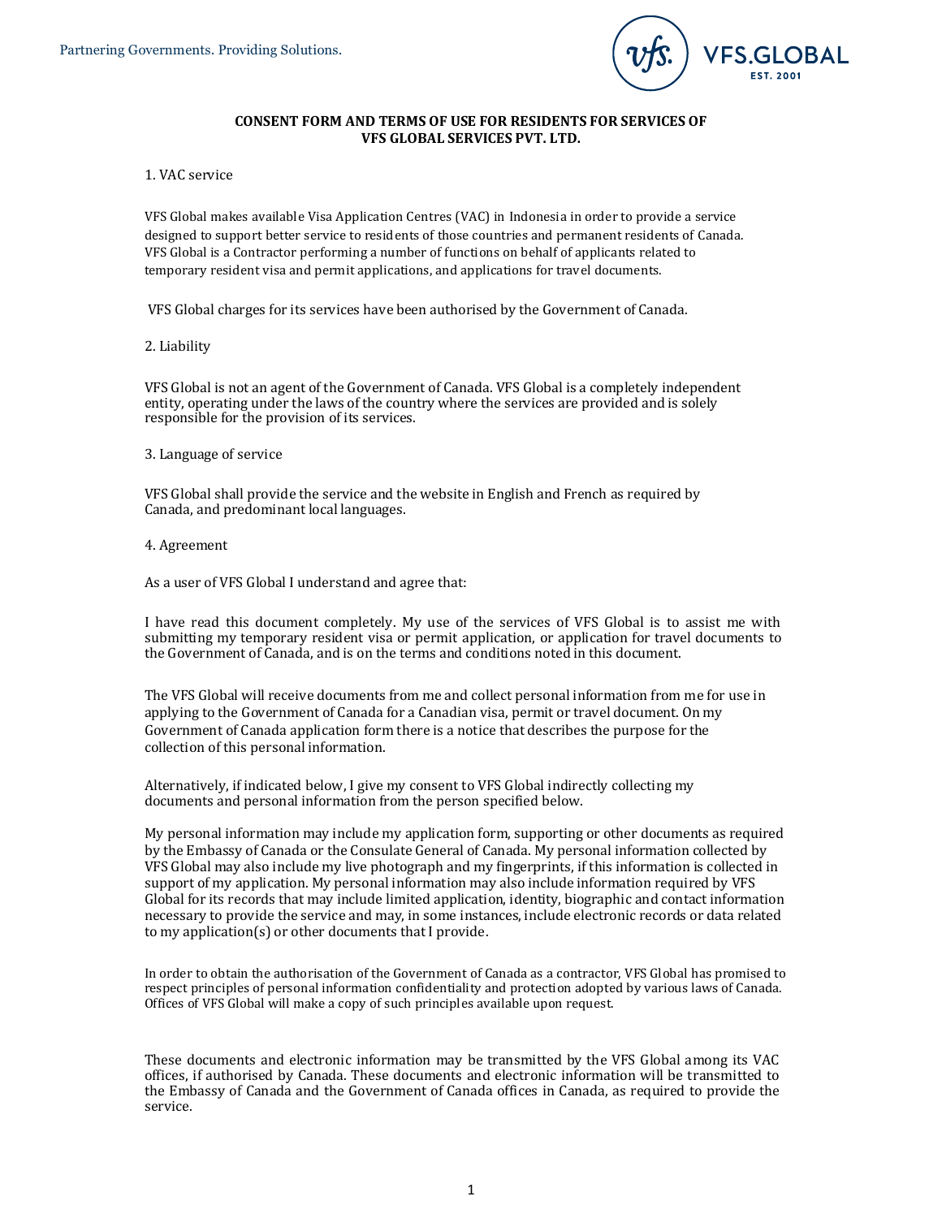Partnering Governments. Providing Solutions.

VFS.GLOBAL EST. 2001

**CONSENT FORM AND TERMS OF USE FOR RESIDENTS FOR SERVICES OF VFS GLOBAL SERVICES PVT. LTD.**

1. VAC service

VFS Global makes available Visa Application Centres (VAC) in Indonesia in order to provide a service designed to support better service to residents of those countries and permanent residents of Canada. VFS Global is a Contractor performing a number of functions on behalf of applicants related to temporary resident visa and permit applications, and applications for travel documents.

VFS Global charges for its services have been authorised by the Government of Canada.

2. Liability

VFS Global is not an agent of the Government of Canada. VFS Global is a completely independent entity, operating under the laws of the country where the services are provided and is solely responsible for the provision of its services.

3. Language of service

VFS Global shall provide the service and the website in English and French as required by Canada, and predominant local languages.

4. Agreement

As a user of VFS Global I understand and agree that:

I have read this document completely. My use of the services of VFS Global is to assist me with submitting my temporary resident visa or permit application, or application for travel documents to the Government of Canada, and is on the terms and conditions noted in this document.

The VFS Global will receive documents from me and collect personal information from me for use in applying to the Government of Canada for a Canadian visa, permit or travel document. On my Government of Canada application form there is a notice that describes the purpose for the collection of this personal information.

Alternatively, if indicated below, I give my consent to VFS Global indirectly collecting my documents and personal information from the person specified below.

My personal information may include my application form, supporting or other documents as required by the Embassy of Canada or the Consulate General of Canada. My personal information collected by VFS Global may also include my live photograph and my fingerprints, if this information is collected in support of my application. My personal information may also include information required by VFS Global for its records that may include limited application, identity, biographic and contact information necessary to provide the service and may, in some instances, include electronic records or data related to my application(s) or other documents that I provide.

In order to obtain the authorisation of the Government of Canada as a contractor, VFS Global has promised to respect principles of personal information confidentiality and protection adopted by various laws of Canada. Offices of VFS Global will make a copy of such principles available upon request.

These documents and electronic information may be transmitted by the VFS Global among its VAC offices, if authorised by Canada. These documents and electronic information will be transmitted to the Embassy of Canada and the Government of Canada offices in Canada, as required to provide the service.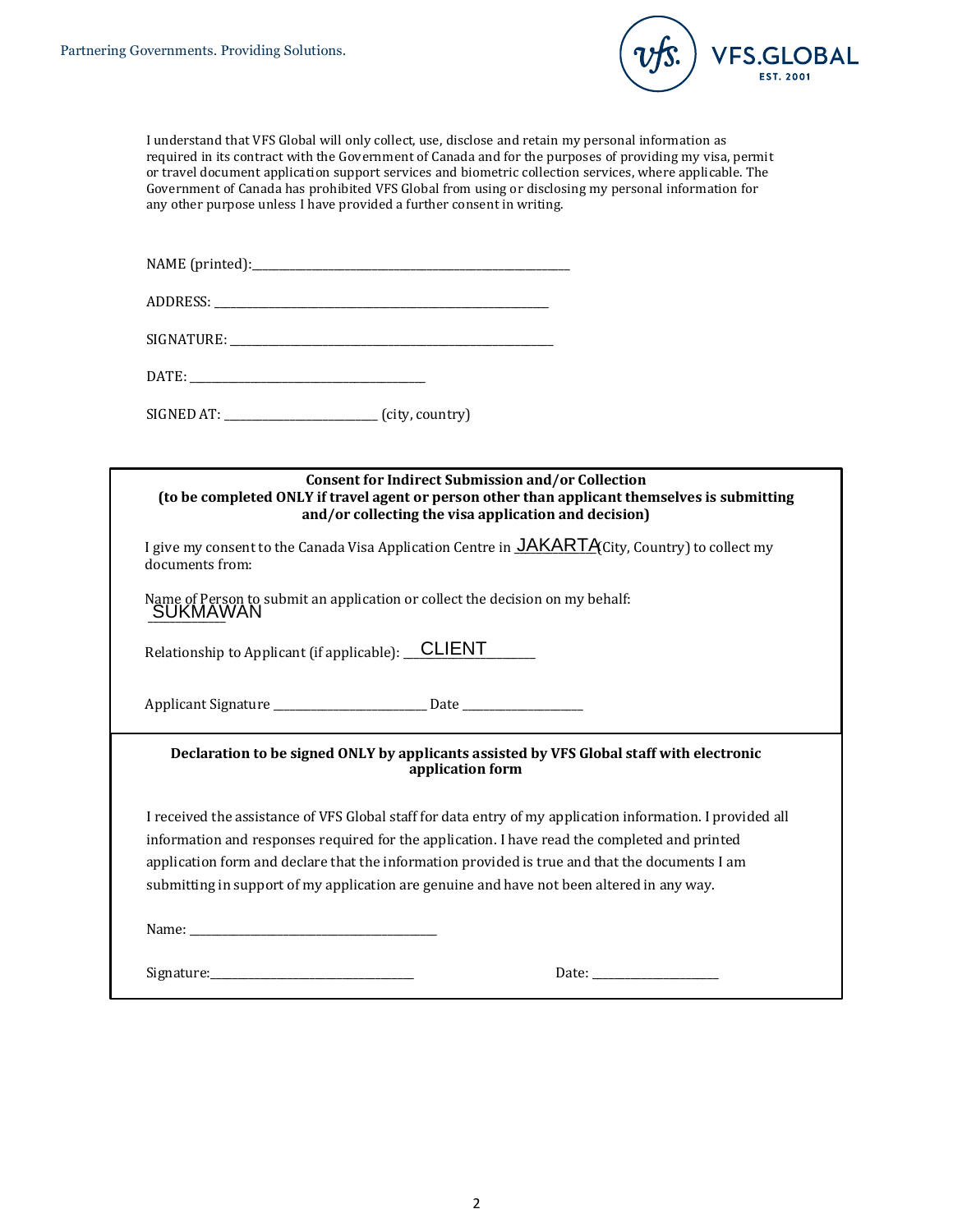I understand that VFS Global will only collect, use, disclose and retain my personal information as required in its contract with the Government of Canada and for the purposes of providing my visa, permit or travel document application support services and biometric collection services, where applicable. The Government of Canada has prohibited VFS Global from using or disclosing my personal information for any other purpose unless I have provided a further consent in writing.

NAME (printed):___________________________________________________

ADDRESS: ________________________________________________________

SIGNATURE: ______________________________________________________

DATE: ____________________________________

SIGNED AT: __________________________ (city, country)

**Consent for Indirect Submission and/or Collection**
**(to be completed ONLY if travel agent or person other than applicant themselves is submitting and/or collecting the visa application and decision)**

I give my consent to the Canada Visa Application Centre in JAKARTA (City, Country) to collect my documents from:

Name of Person to submit an application or collect the decision on my behalf:
SUKMAWAN

Relationship to Applicant (if applicable): CLIENT

Applicant Signature __________________________ Date ____________________

**Declaration to be signed ONLY by applicants assisted by VFS Global staff with electronic application form**

I received the assistance of VFS Global staff for data entry of my application information. I provided all information and responses required for the application. I have read the completed and printed application form and declare that the information provided is true and that the documents I am submitting in support of my application are genuine and have not been altered in any way.

Name: __________________________________________

Signature:___________________________________ Date: _____________________